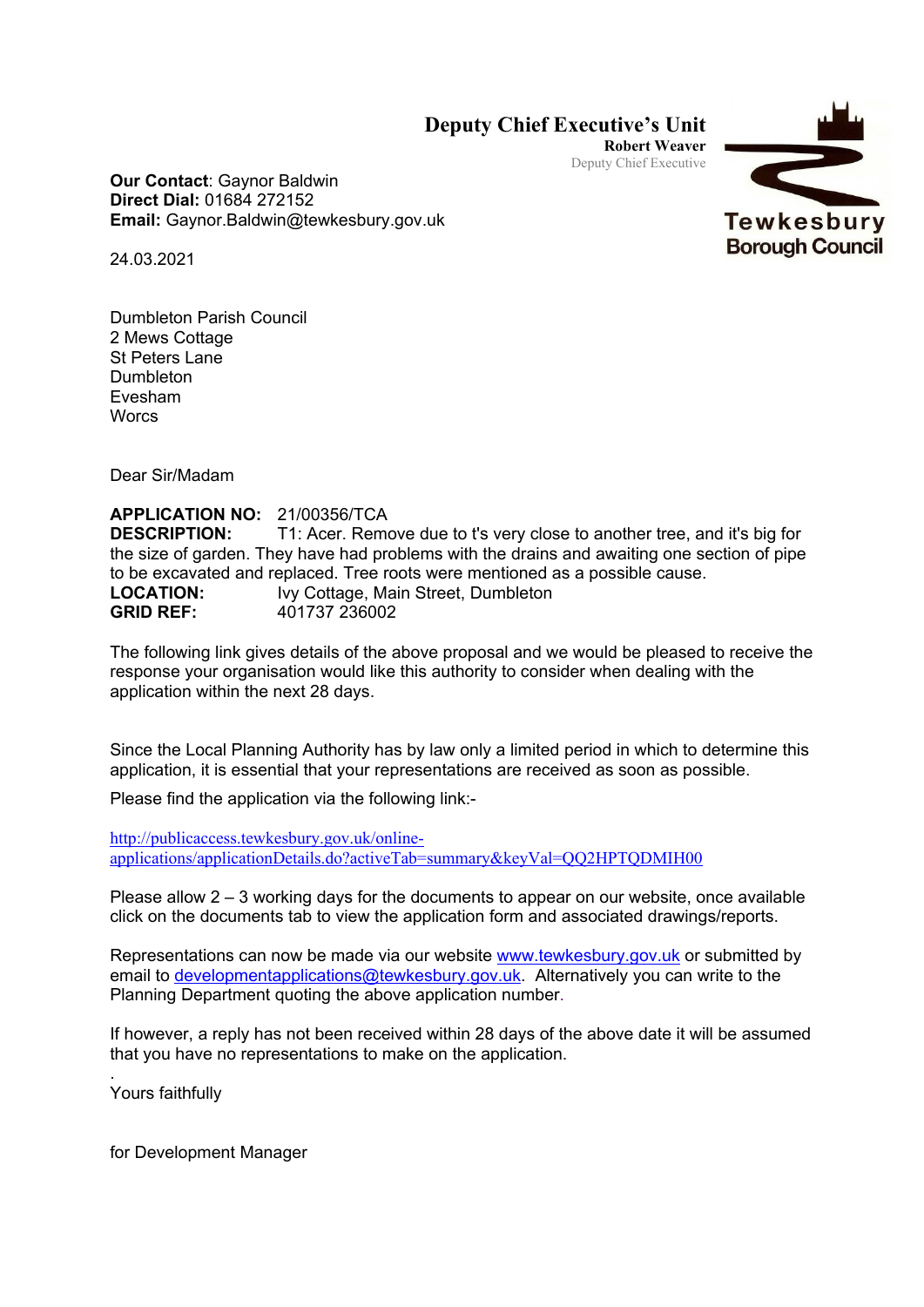**Deputy Chief Executive's Unit**
**Robert Weaver**
Deputy Chief Executive

Tewkesbury Borough Council

**Our Contact**: Gaynor Baldwin
**Direct Dial:** 01684 272152
**Email:** Gaynor.Baldwin@tewkesbury.gov.uk

24.03.2021

Dumbleton Parish Council
2 Mews Cottage
St Peters Lane
Dumbleton
Evesham
Worcs

Dear Sir/Madam

**APPLICATION NO:** 21/00356/TCA
**DESCRIPTION:** T1: Acer. Remove due to t's very close to another tree, and it's big for the size of garden. They have had problems with the drains and awaiting one section of pipe to be excavated and replaced. Tree roots were mentioned as a possible cause.
**LOCATION:** Ivy Cottage, Main Street, Dumbleton
**GRID REF:** 401737 236002

The following link gives details of the above proposal and we would be pleased to receive the response your organisation would like this authority to consider when dealing with the application within the next 28 days.

Since the Local Planning Authority has by law only a limited period in which to determine this application, it is essential that your representations are received as soon as possible.

Please find the application via the following link:-

[http://publicaccess.tewkesbury.gov.uk/online-applications/applicationDetails.do?activeTab=summary&keyVal=QQ2HPTQDMIH00](http://publicaccess.tewkesbury.gov.uk/online-applications/applicationDetails.do?activeTab=summary&keyVal=QQ2HPTQDMIH00)

Please allow 2 – 3 working days for the documents to appear on our website, once available click on the documents tab to view the application form and associated drawings/reports.

Representations can now be made via our website [www.tewkesbury.gov.uk](http://www.tewkesbury.gov.uk) or submitted by email to [developmentapplications@tewkesbury.gov.uk](mailto:developmentapplications@tewkesbury.gov.uk). Alternatively you can write to the Planning Department quoting the above application number.

If however, a reply has not been received within 28 days of the above date it will be assumed that you have no representations to make on the application.

Yours faithfully

for Development Manager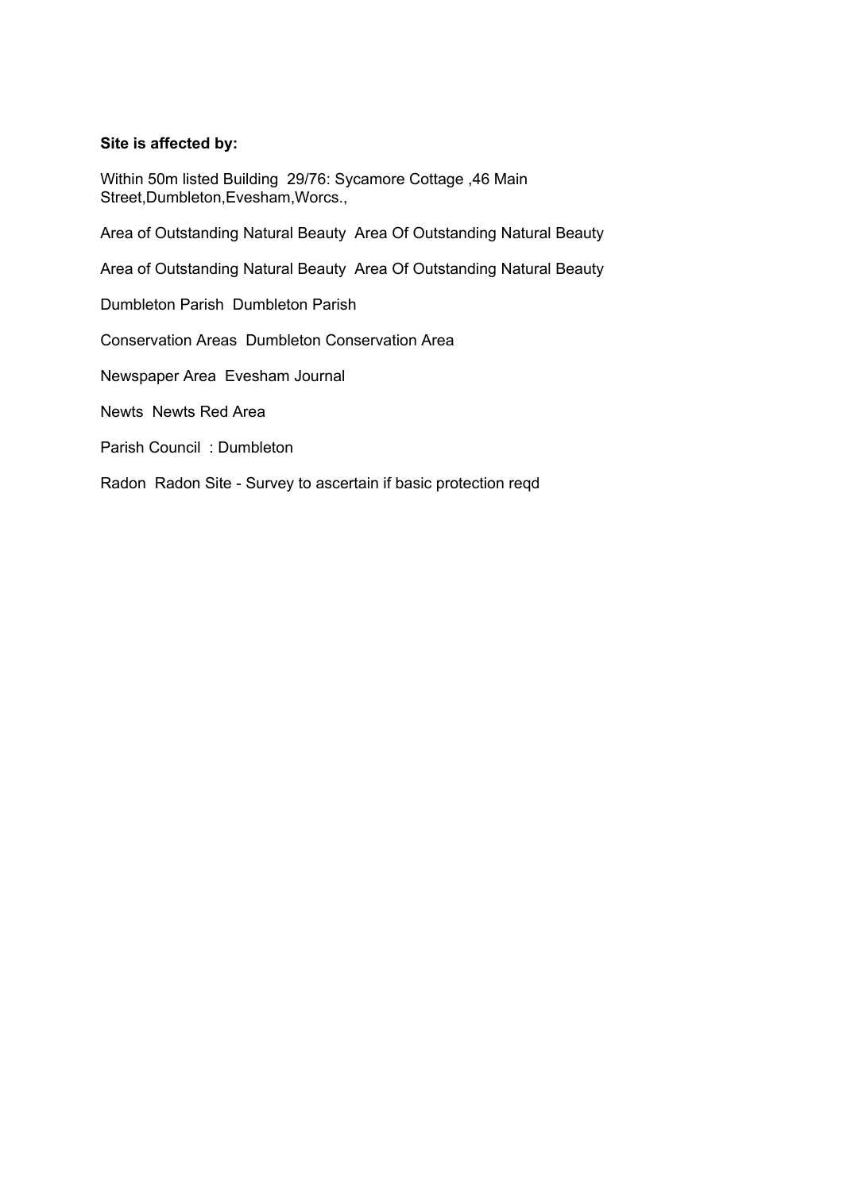**Site is affected by:**

Within 50m listed Building  29/76: Sycamore Cottage ,46 Main Street,Dumbleton,Evesham,Worcs.,

Area of Outstanding Natural Beauty  Area Of Outstanding Natural Beauty

Area of Outstanding Natural Beauty  Area Of Outstanding Natural Beauty

Dumbleton Parish  Dumbleton Parish

Conservation Areas  Dumbleton Conservation Area

Newspaper Area  Evesham Journal

Newts  Newts Red Area

Parish Council  : Dumbleton

Radon  Radon Site - Survey to ascertain if basic protection reqd